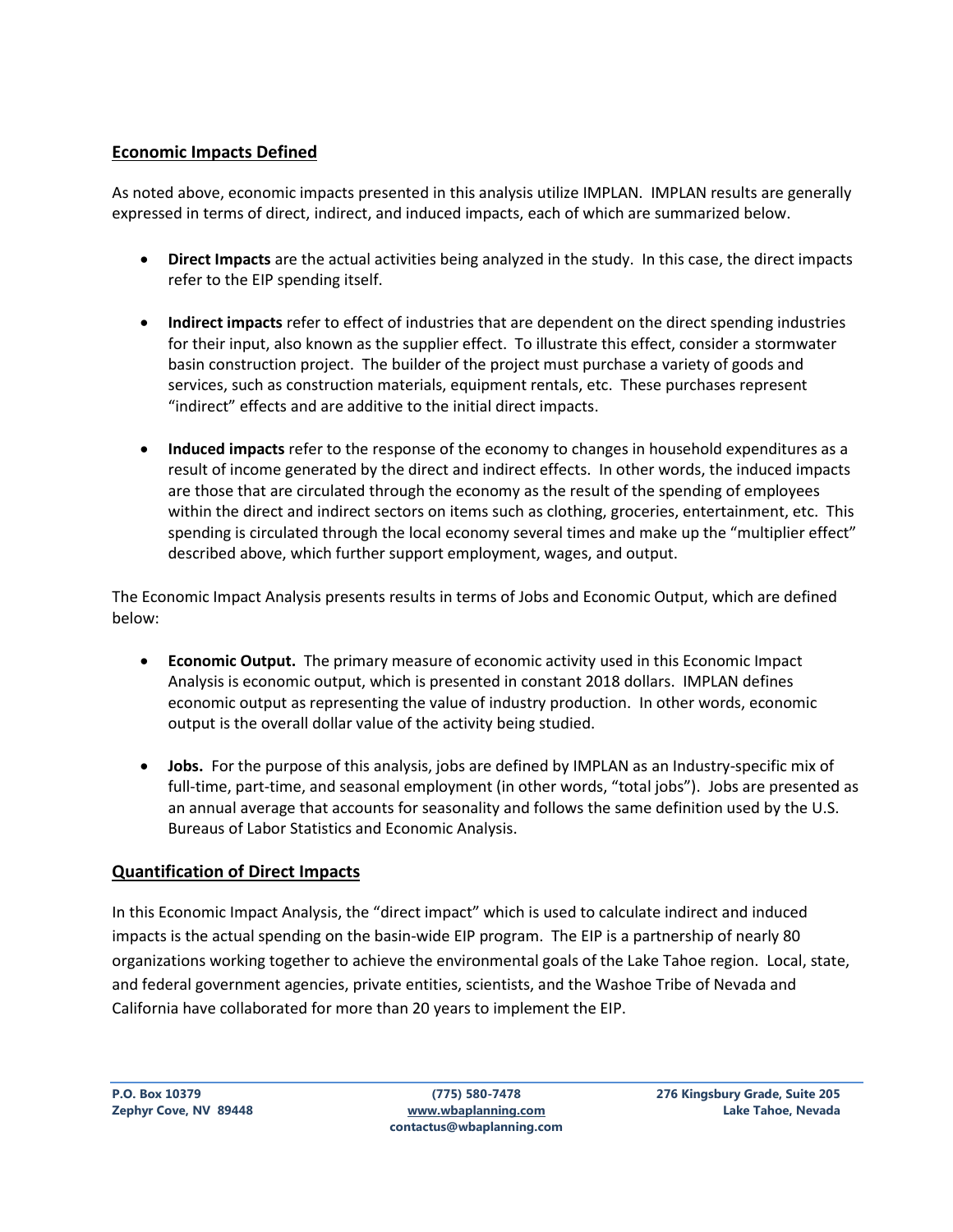## Economic Impacts Defined

As noted above, economic impacts presented in this analysis utilize IMPLAN. IMPLAN results are generally expressed in terms of direct, indirect, and induced impacts, each of which are summarized below.

- **Direct Impacts** are the actual activities being analyzed in the study. In this case, the direct impacts refer to the EIP spending itself.
- **Indirect impacts** refer to effect of industries that are dependent on the direct spending industries for their input, also known as the supplier effect. To illustrate this effect, consider a stormwater basin construction project. The builder of the project must purchase a variety of goods and services, such as construction materials, equipment rentals, etc. These purchases represent "indirect" effects and are additive to the initial direct impacts.
- **Induced impacts** refer to the response of the economy to changes in household expenditures as a result of income generated by the direct and indirect effects. In other words, the induced impacts are those that are circulated through the economy as the result of the spending of employees within the direct and indirect sectors on items such as clothing, groceries, entertainment, etc. This spending is circulated through the local economy several times and make up the "multiplier effect" described above, which further support employment, wages, and output.

The Economic Impact Analysis presents results in terms of Jobs and Economic Output, which are defined below:

- **Economic Output.** The primary measure of economic activity used in this Economic Impact Analysis is economic output, which is presented in constant 2018 dollars. IMPLAN defines economic output as representing the value of industry production. In other words, economic output is the overall dollar value of the activity being studied.
- **Jobs.** For the purpose of this analysis, jobs are defined by IMPLAN as an Industry-specific mix of full-time, part-time, and seasonal employment (in other words, "total jobs"). Jobs are presented as an annual average that accounts for seasonality and follows the same definition used by the U.S. Bureaus of Labor Statistics and Economic Analysis.

## Quantification of Direct Impacts

In this Economic Impact Analysis, the "direct impact" which is used to calculate indirect and induced impacts is the actual spending on the basin-wide EIP program. The EIP is a partnership of nearly 80 organizations working together to achieve the environmental goals of the Lake Tahoe region. Local, state, and federal government agencies, private entities, scientists, and the Washoe Tribe of Nevada and California have collaborated for more than 20 years to implement the EIP.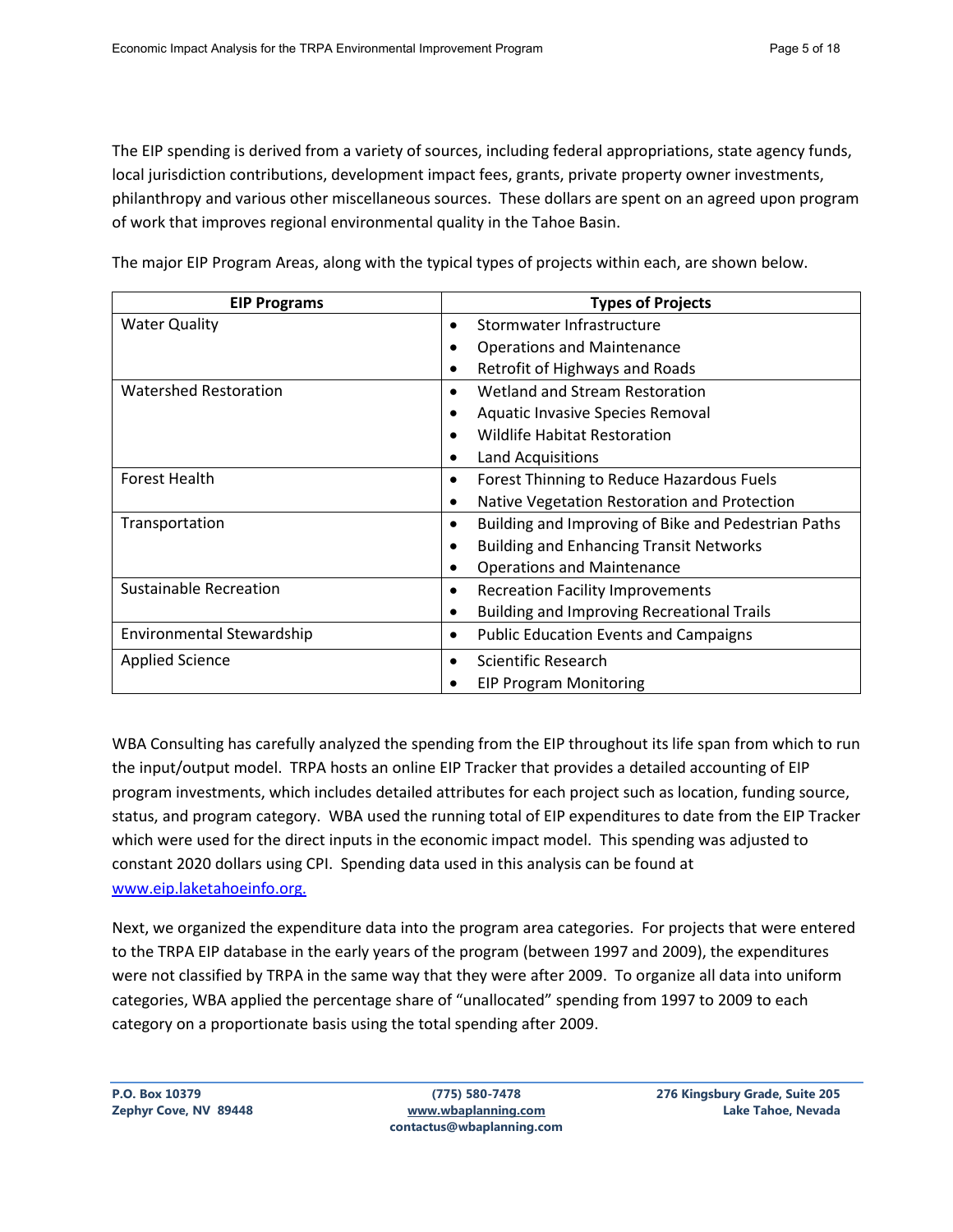The EIP spending is derived from a variety of sources, including federal appropriations, state agency funds, local jurisdiction contributions, development impact fees, grants, private property owner investments, philanthropy and various other miscellaneous sources. These dollars are spent on an agreed upon program of work that improves regional environmental quality in the Tahoe Basin.

The major EIP Program Areas, along with the typical types of projects within each, are shown below.

| EIP Programs | Types of Projects |
|---|---|
| Water Quality | • Stormwater Infrastructure<br>• Operations and Maintenance<br>• Retrofit of Highways and Roads |
| Watershed Restoration | • Wetland and Stream Restoration<br>• Aquatic Invasive Species Removal<br>• Wildlife Habitat Restoration<br>• Land Acquisitions |
| Forest Health | • Forest Thinning to Reduce Hazardous Fuels<br>• Native Vegetation Restoration and Protection |
| Transportation | • Building and Improving of Bike and Pedestrian Paths<br>• Building and Enhancing Transit Networks<br>• Operations and Maintenance |
| Sustainable Recreation | • Recreation Facility Improvements<br>• Building and Improving Recreational Trails |
| Environmental Stewardship | • Public Education Events and Campaigns |
| Applied Science | • Scientific Research<br>• EIP Program Monitoring |

WBA Consulting has carefully analyzed the spending from the EIP throughout its life span from which to run the input/output model. TRPA hosts an online EIP Tracker that provides a detailed accounting of EIP program investments, which includes detailed attributes for each project such as location, funding source, status, and program category. WBA used the running total of EIP expenditures to date from the EIP Tracker which were used for the direct inputs in the economic impact model. This spending was adjusted to constant 2020 dollars using CPI. Spending data used in this analysis can be found at [www.eip.laketahoeinfo.org.](http://www.eip.laketahoeinfo.org)

Next, we organized the expenditure data into the program area categories. For projects that were entered to the TRPA EIP database in the early years of the program (between 1997 and 2009), the expenditures were not classified by TRPA in the same way that they were after 2009. To organize all data into uniform categories, WBA applied the percentage share of "unallocated" spending from 1997 to 2009 to each category on a proportionate basis using the total spending after 2009.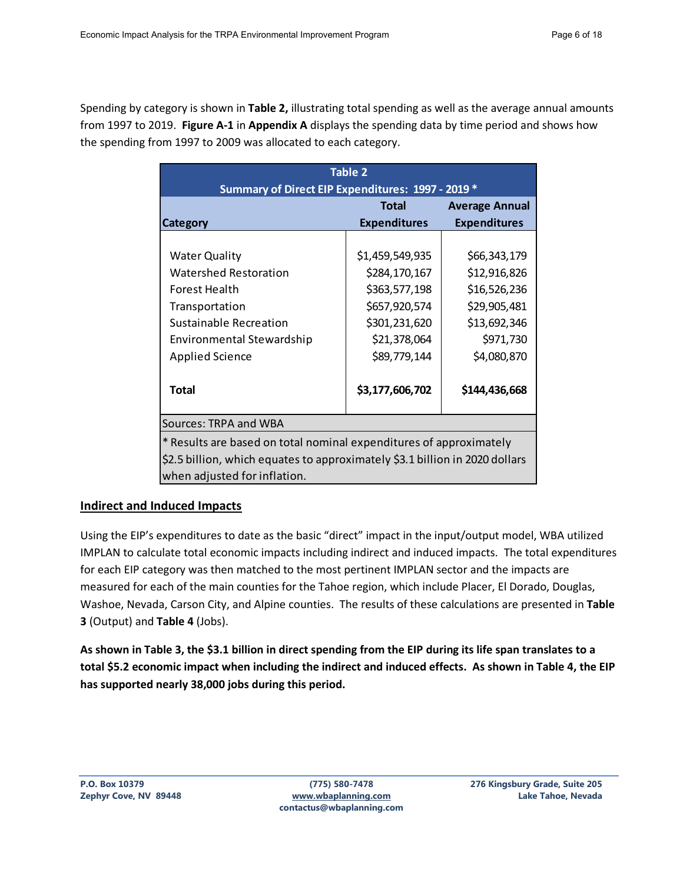Spending by category is shown in **Table 2,** illustrating total spending as well as the average annual amounts from 1997 to 2019. **Figure A-1** in **Appendix A** displays the spending data by time period and shows how the spending from 1997 to 2009 was allocated to each category.

| Table 2<br>Summary of Direct EIP Expenditures: 1997 - 2019 * | | |
|---|---|---|
| **Category** | **Total Expenditures** | **Average Annual Expenditures** |
| Water Quality | $1,459,549,935 | $66,343,179 |
| Watershed Restoration | $284,170,167 | $12,916,826 |
| Forest Health | $363,577,198 | $16,526,236 |
| Transportation | $657,920,574 | $29,905,481 |
| Sustainable Recreation | $301,231,620 | $13,692,346 |
| Environmental Stewardship | $21,378,064 | $971,730 |
| Applied Science | $89,779,144 | $4,080,870 |
| **Total** | **$3,177,606,702** | **$144,436,668** |

Sources: TRPA and WBA

* Results are based on total nominal expenditures of approximately $2.5 billion, which equates to approximately $3.1 billion in 2020 dollars when adjusted for inflation.

## Indirect and Induced Impacts

Using the EIP's expenditures to date as the basic "direct" impact in the input/output model, WBA utilized IMPLAN to calculate total economic impacts including indirect and induced impacts. The total expenditures for each EIP category was then matched to the most pertinent IMPLAN sector and the impacts are measured for each of the main counties for the Tahoe region, which include Placer, El Dorado, Douglas, Washoe, Nevada, Carson City, and Alpine counties. The results of these calculations are presented in **Table 3** (Output) and **Table 4** (Jobs).

**As shown in Table 3, the $3.1 billion in direct spending from the EIP during its life span translates to a total $5.2 economic impact when including the indirect and induced effects. As shown in Table 4, the EIP has supported nearly 38,000 jobs during this period.**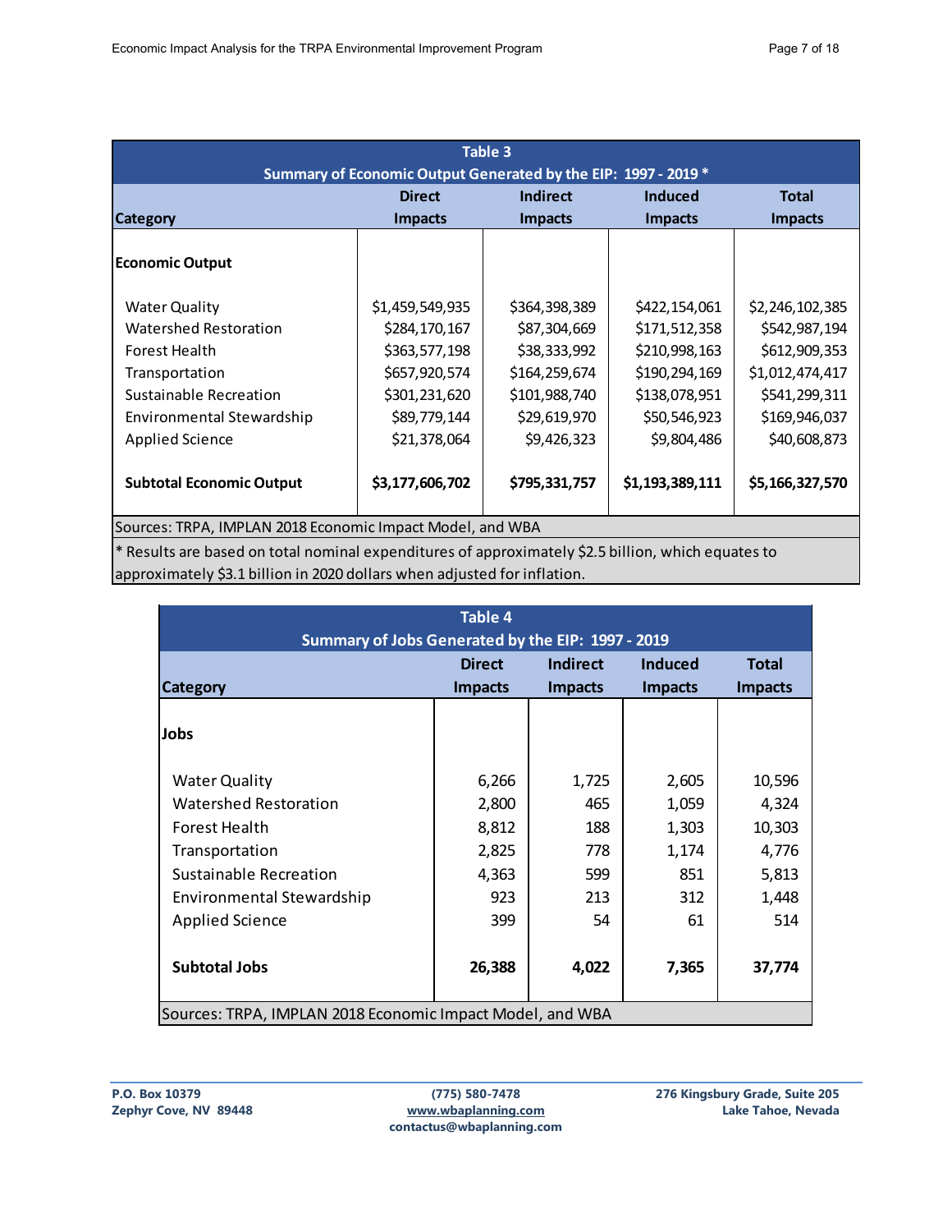**Table 3**
**Summary of Economic Output Generated by the EIP: 1997 - 2019 ***

| Category | Direct Impacts | Indirect Impacts | Induced Impacts | Total Impacts |
|---|---|---|---|---|
| **Economic Output** | | | | |
| Water Quality | $1,459,549,935 | $364,398,389 | $422,154,061 | $2,246,102,385 |
| Watershed Restoration | $284,170,167 | $87,304,669 | $171,512,358 | $542,987,194 |
| Forest Health | $363,577,198 | $38,333,992 | $210,998,163 | $612,909,353 |
| Transportation | $657,920,574 | $164,259,674 | $190,294,169 | $1,012,474,417 |
| Sustainable Recreation | $301,231,620 | $101,988,740 | $138,078,951 | $541,299,311 |
| Environmental Stewardship | $89,779,144 | $29,619,970 | $50,546,923 | $169,946,037 |
| Applied Science | $21,378,064 | $9,426,323 | $9,804,486 | $40,608,873 |
| **Subtotal Economic Output** | **$3,177,606,702** | **$795,331,757** | **$1,193,389,111** | **$5,166,327,570** |

Sources: TRPA, IMPLAN 2018 Economic Impact Model, and WBA

* Results are based on total nominal expenditures of approximately $2.5 billion, which equates to approximately $3.1 billion in 2020 dollars when adjusted for inflation.

**Table 4**
**Summary of Jobs Generated by the EIP: 1997 - 2019**

| Category | Direct Impacts | Indirect Impacts | Induced Impacts | Total Impacts |
|---|---|---|---|---|
| **Jobs** | | | | |
| Water Quality | 6,266 | 1,725 | 2,605 | 10,596 |
| Watershed Restoration | 2,800 | 465 | 1,059 | 4,324 |
| Forest Health | 8,812 | 188 | 1,303 | 10,303 |
| Transportation | 2,825 | 778 | 1,174 | 4,776 |
| Sustainable Recreation | 4,363 | 599 | 851 | 5,813 |
| Environmental Stewardship | 923 | 213 | 312 | 1,448 |
| Applied Science | 399 | 54 | 61 | 514 |
| **Subtotal Jobs** | **26,388** | **4,022** | **7,365** | **37,774** |

Sources: TRPA, IMPLAN 2018 Economic Impact Model, and WBA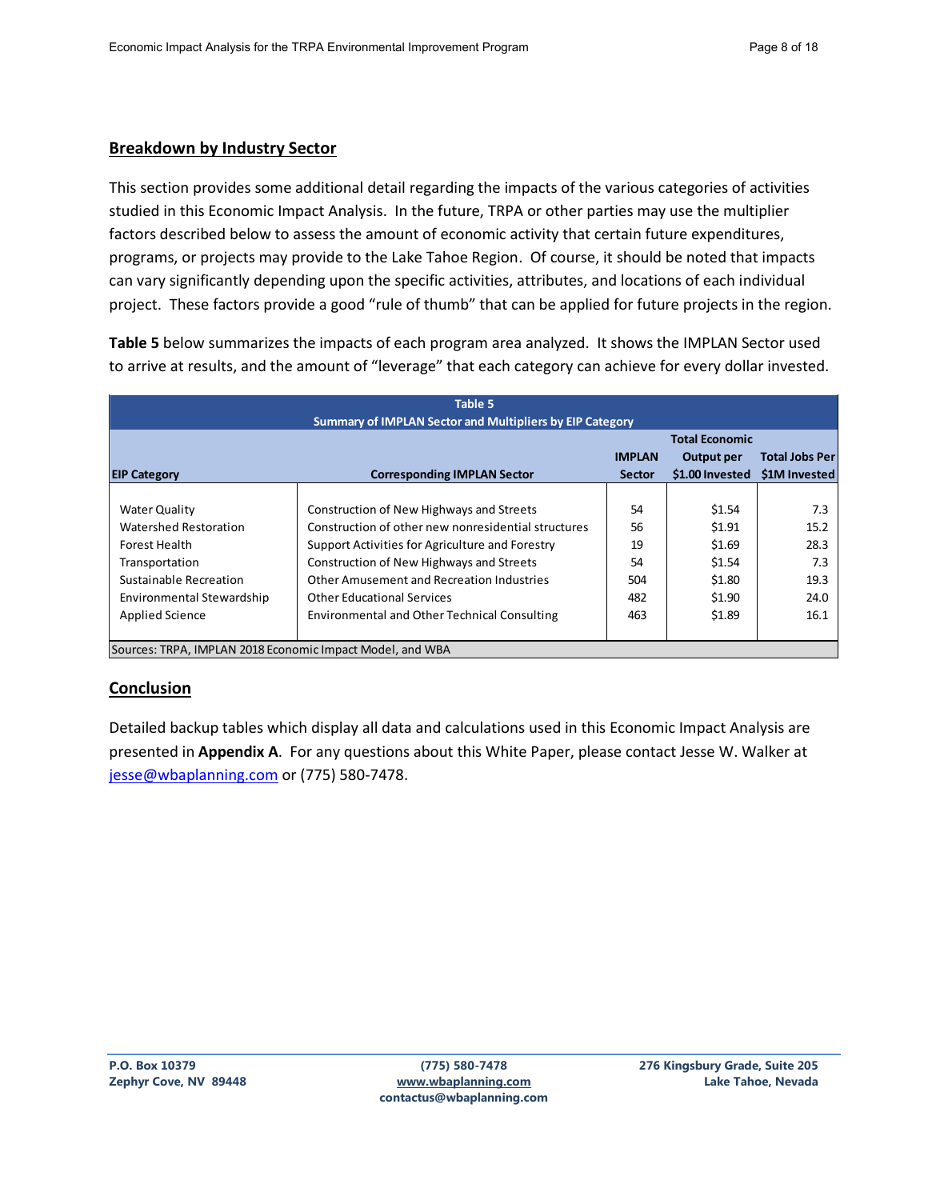## Breakdown by Industry Sector

This section provides some additional detail regarding the impacts of the various categories of activities studied in this Economic Impact Analysis. In the future, TRPA or other parties may use the multiplier factors described below to assess the amount of economic activity that certain future expenditures, programs, or projects may provide to the Lake Tahoe Region. Of course, it should be noted that impacts can vary significantly depending upon the specific activities, attributes, and locations of each individual project. These factors provide a good "rule of thumb" that can be applied for future projects in the region.

**Table 5** below summarizes the impacts of each program area analyzed. It shows the IMPLAN Sector used to arrive at results, and the amount of "leverage" that each category can achieve for every dollar invested.

**Table 5**
**Summary of IMPLAN Sector and Multipliers by EIP Category**

| EIP Category | Corresponding IMPLAN Sector | IMPLAN Sector | Total Economic Output per $1.00 Invested | Total Jobs Per $1M Invested |
|---|---|---|---|---|
| Water Quality | Construction of New Highways and Streets | 54 | $1.54 | 7.3 |
| Watershed Restoration | Construction of other new nonresidential structures | 56 | $1.91 | 15.2 |
| Forest Health | Support Activities for Agriculture and Forestry | 19 | $1.69 | 28.3 |
| Transportation | Construction of New Highways and Streets | 54 | $1.54 | 7.3 |
| Sustainable Recreation | Other Amusement and Recreation Industries | 504 | $1.80 | 19.3 |
| Environmental Stewardship | Other Educational Services | 482 | $1.90 | 24.0 |
| Applied Science | Environmental and Other Technical Consulting | 463 | $1.89 | 16.1 |

Sources: TRPA, IMPLAN 2018 Economic Impact Model, and WBA

## Conclusion

Detailed backup tables which display all data and calculations used in this Economic Impact Analysis are presented in **Appendix A**. For any questions about this White Paper, please contact Jesse W. Walker at jesse@wbaplanning.com or (775) 580-7478.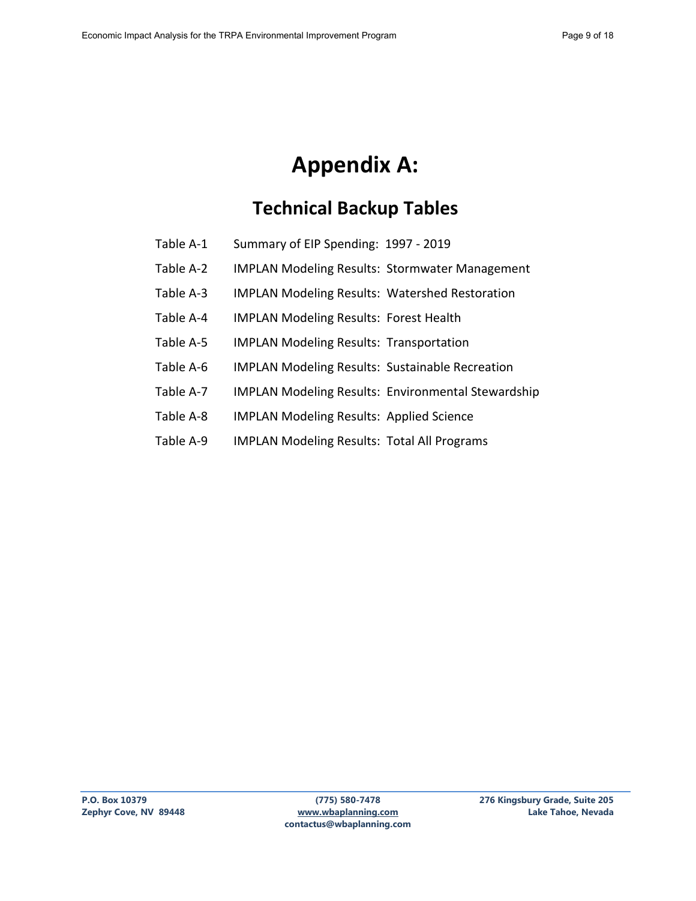# Appendix A:

## Technical Backup Tables

| | |
|---|---|
| Table A-1 | Summary of EIP Spending: 1997 - 2019 |
| Table A-2 | IMPLAN Modeling Results: Stormwater Management |
| Table A-3 | IMPLAN Modeling Results: Watershed Restoration |
| Table A-4 | IMPLAN Modeling Results: Forest Health |
| Table A-5 | IMPLAN Modeling Results: Transportation |
| Table A-6 | IMPLAN Modeling Results: Sustainable Recreation |
| Table A-7 | IMPLAN Modeling Results: Environmental Stewardship |
| Table A-8 | IMPLAN Modeling Results: Applied Science |
| Table A-9 | IMPLAN Modeling Results: Total All Programs |

**P.O. Box 10379**
**Zephyr Cove, NV 89448**

**(775) 580-7478**
**www.wbaplanning.com**
**contactus@wbaplanning.com**

**276 Kingsbury Grade, Suite 205**
**Lake Tahoe, Nevada**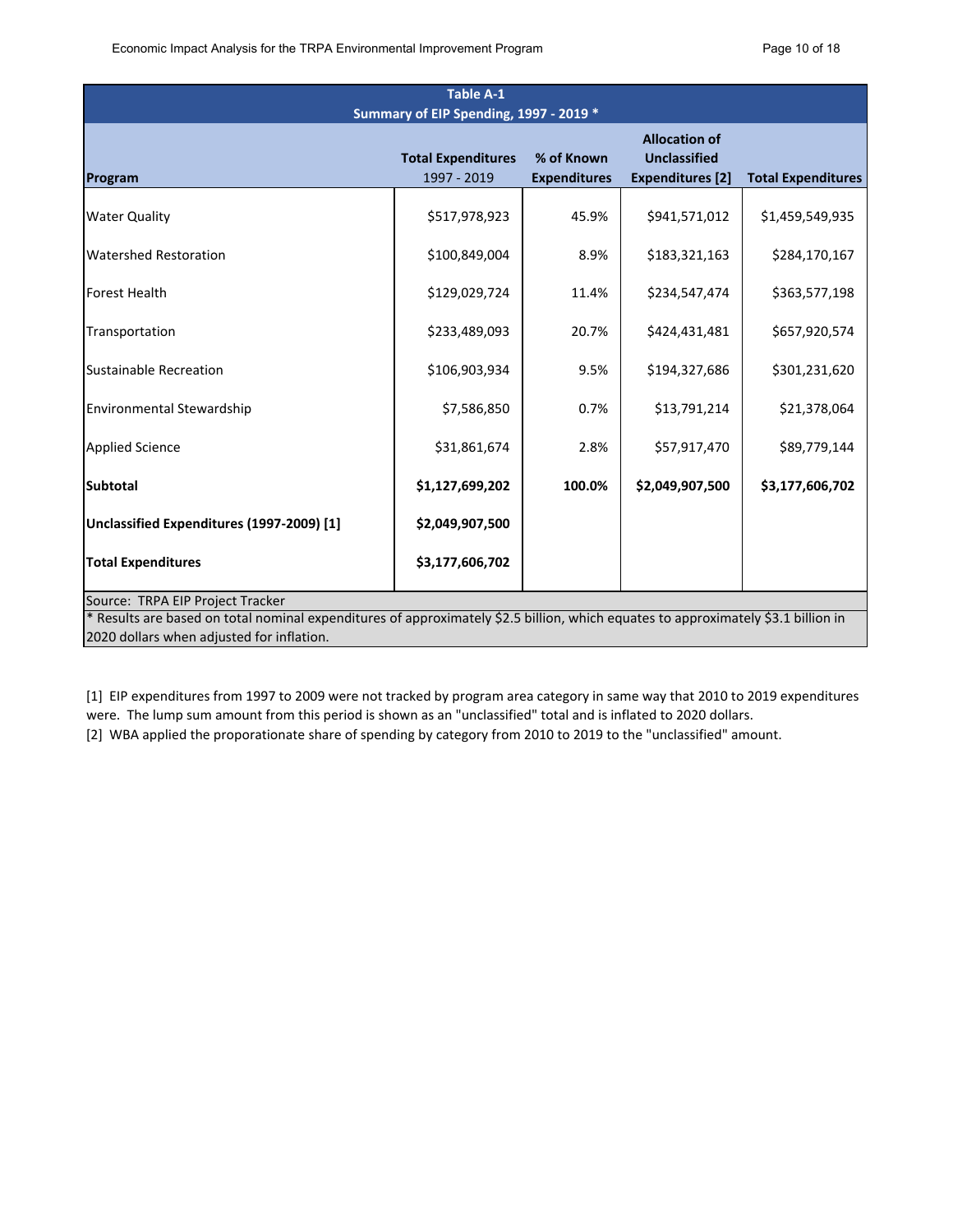**Table A-1**
**Summary of EIP Spending, 1997 - 2019 ***

| Program | Total Expenditures 1997 - 2019 | % of Known Expenditures | Allocation of Unclassified Expenditures [2] | Total Expenditures |
|---|---|---|---|---|
| Water Quality | $517,978,923 | 45.9% | $941,571,012 | $1,459,549,935 |
| Watershed Restoration | $100,849,004 | 8.9% | $183,321,163 | $284,170,167 |
| Forest Health | $129,029,724 | 11.4% | $234,547,474 | $363,577,198 |
| Transportation | $233,489,093 | 20.7% | $424,431,481 | $657,920,574 |
| Sustainable Recreation | $106,903,934 | 9.5% | $194,327,686 | $301,231,620 |
| Environmental Stewardship | $7,586,850 | 0.7% | $13,791,214 | $21,378,064 |
| Applied Science | $31,861,674 | 2.8% | $57,917,470 | $89,779,144 |
| **Subtotal** | **$1,127,699,202** | **100.0%** | **$2,049,907,500** | **$3,177,606,702** |
| **Unclassified Expenditures (1997-2009) [1]** | **$2,049,907,500** | | | |
| **Total Expenditures** | **$3,177,606,702** | | | |

Source: TRPA EIP Project Tracker

* Results are based on total nominal expenditures of approximately $2.5 billion, which equates to approximately $3.1 billion in 2020 dollars when adjusted for inflation.

[1] EIP expenditures from 1997 to 2009 were not tracked by program area category in same way that 2010 to 2019 expenditures were. The lump sum amount from this period is shown as an "unclassified" total and is inflated to 2020 dollars.

[2] WBA applied the proporationate share of spending by category from 2010 to 2019 to the "unclassified" amount.